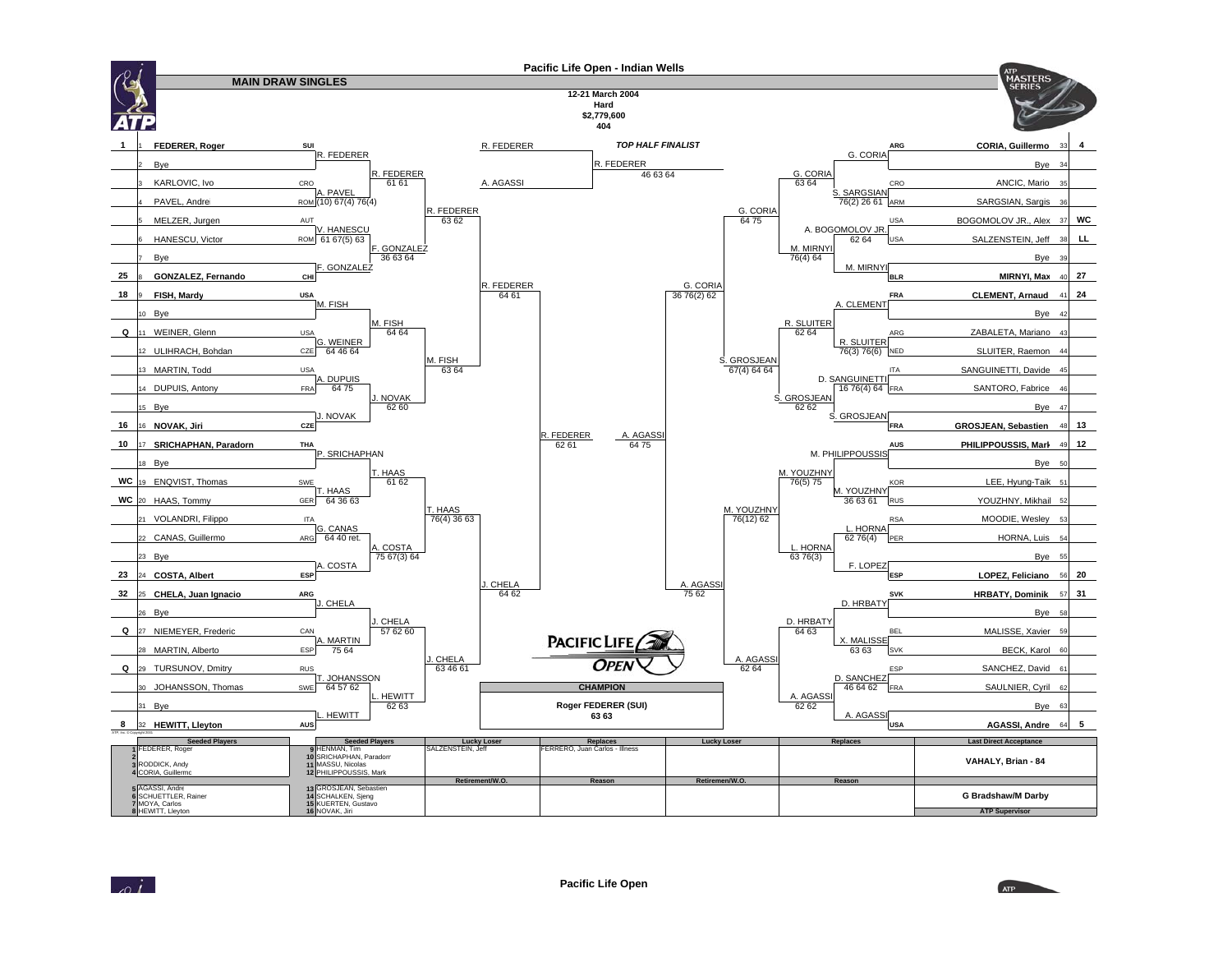# Pacific Life Open - Indian Wells

## MAIN DRAW SINGLES

12-21 March 2004
Hard
$2,779,600
404

### Top Half

| Seed | # | Player | Country | Round 2 | Round 3 | Round 4 | Quarterfinal | Semifinal |
|---|---|---|---|---|---|---|---|---|
| 1 | 1 | FEDERER, Roger | SUI | R. FEDERER | R. FEDERER 61 61 | R. FEDERER 63 62 | R. FEDERER 64 61 | R. FEDERER 62 61 |
| | 2 | Bye | | | | | | |
| | 3 | KARLOVIC, Ivo | CRO | A. PAVEL (10) 67(4) 76(4) | | | | |
| | 4 | PAVEL, Andrei | ROM | | | | | |
| | 5 | MELZER, Jurgen | AUT | V. HANESCU 61 67(5) 63 | F. GONZALEZ 36 63 64 | | | |
| | 6 | HANESCU, Victor | ROM | | | | | |
| | 7 | Bye | | F. GONZALEZ | | | | |
| 25 | 8 | GONZALEZ, Fernando | CHI | | | | | |
| 18 | 9 | FISH, Mardy | USA | M. FISH | M. FISH 64 64 | M. FISH 63 64 | | |
| | 10 | Bye | | | | | | |
| Q | 11 | WEINER, Glenn | USA | G. WEINER 64 46 64 | | | | |
| | 12 | ULIHRACH, Bohdan | CZE | | | | | |
| | 13 | MARTIN, Todd | USA | A. DUPUIS 64 75 | J. NOVAK 62 60 | | | |
| | 14 | DUPUIS, Antony | FRA | | | | | |
| | 15 | Bye | | J. NOVAK | | | | |
| 16 | 16 | NOVAK, Jiri | CZE | | | | | |
| 10 | 17 | SRICHAPHAN, Paradorn | THA | P. SRICHAPHAN | T. HAAS 61 62 | T. HAAS 76(4) 36 63 | J. CHELA 64 62 | |
| | 18 | Bye | | | | | | |
| WC | 19 | ENQVIST, Thomas | SWE | T. HAAS 64 36 63 | | | | |
| WC | 20 | HAAS, Tommy | GER | | | | | |
| | 21 | VOLANDRI, Filippo | ITA | G. CANAS 64 40 ret. | A. COSTA 75 67(3) 64 | | | |
| | 22 | CANAS, Guillermo | ARG | | | | | |
| | 23 | Bye | | A. COSTA | | | | |
| 23 | 24 | COSTA, Albert | ESP | | | | | |
| 32 | 25 | CHELA, Juan Ignacio | ARG | J. CHELA | J. CHELA 57 62 60 | J. CHELA 63 46 61 | | |
| | 26 | Bye | | | | | | |
| Q | 27 | NIEMEYER, Frederic | CAN | A. MARTIN 75 64 | | | | |
| | 28 | MARTIN, Alberto | ESP | | | | | |
| Q | 29 | TURSUNOV, Dmitry | RUS | T. JOHANSSON 64 57 62 | L. HEWITT 62 63 | | | |
| | 30 | JOHANSSON, Thomas | SWE | | | | | |
| | 31 | Bye | | L. HEWITT | | | | |
| 8 | 32 | HEWITT, Lleyton | AUS | | | | | |

### Bottom Half

| Seed | # | Player | Country | Round 2 | Round 3 | Round 4 | Quarterfinal | Semifinal |
|---|---|---|---|---|---|---|---|---|
| 4 | 33 | CORIA, Guillermo | ARG | G. CORIA | G. CORIA 63 64 | G. CORIA 64 75 | G. CORIA 36 76(2) 62 | A. AGASSI 64 75 |
| | 34 | Bye | | | | | | |
| | 35 | ANCIC, Mario | CRO | S. SARGSIAN 76(2) 26 61 | | | | |
| | 36 | SARGSIAN, Sargis | ARM | | | | | |
| WC | 37 | BOGOMOLOV JR., Alex | USA | A. BOGOMOLOV JR. 62 64 | M. MIRNYI 76(4) 64 | | | |
| LL | 38 | SALZENSTEIN, Jeff | USA | | | | | |
| | 39 | Bye | | M. MIRNYI | | | | |
| 27 | 40 | MIRNYI, Max | BLR | | | | | |
| 24 | 41 | CLEMENT, Arnaud | FRA | A. CLEMENT | R. SLUITER 62 64 | S. GROSJEAN 67(4) 64 64 | | |
| | 42 | Bye | | | | | | |
| | 43 | ZABALETA, Mariano | ARG | R. SLUITER 76(3) 76(6) | | | | |
| | 44 | SLUITER, Raemon | NED | | | | | |
| | 45 | SANGUINETTI, Davide | ITA | D. SANGUINETTI 16 76(4) 64 | S. GROSJEAN 62 62 | | | |
| | 46 | SANTORO, Fabrice | FRA | | | | | |
| | 47 | Bye | | S. GROSJEAN | | | | |
| 13 | 48 | GROSJEAN, Sebastien | FRA | | | | | |
| 12 | 49 | PHILIPPOUSSIS, Mark | AUS | M. PHILIPPOUSSIS | M. YOUZHNY 76(5) 75 | M. YOUZHNY 76(12) 62 | A. AGASSI 75 62 | |
| | 50 | Bye | | | | | | |
| | 51 | LEE, Hyung-Taik | KOR | M. YOUZHNY 36 63 61 | | | | |
| | 52 | YOUZHNY, Mikhail | RUS | | | | | |
| | 53 | MOODIE, Wesley | RSA | L. HORNA 62 76(4) | L. HORNA 63 76(3) | | | |
| | 54 | HORNA, Luis | PER | | | | | |
| | 55 | Bye | | F. LOPEZ | | | | |
| 20 | 56 | LOPEZ, Feliciano | ESP | | | | | |
| 31 | 57 | HRBATY, Dominik | SVK | D. HRBATY | D. HRBATY 64 63 | A. AGASSI 62 64 | | |
| | 58 | Bye | | | | | | |
| | 59 | MALISSE, Xavier | BEL | X. MALISSE 63 63 | | | | |
| | 60 | BECK, Karol | SVK | | | | | |
| | 61 | SANCHEZ, David | ESP | D. SANCHEZ 46 64 62 | A. AGASSI 62 62 | | | |
| | 62 | SAULNIER, Cyril | FRA | | | | | |
| | 63 | Bye | | A. AGASSI | | | | |
| 5 | 64 | AGASSI, Andre | USA | | | | | |

### Final

R. FEDERER d. A. AGASSI 46 63 64

**TOP HALF FINALIST:** R. FEDERER
**Bottom half finalist:** A. AGASSI

### CHAMPION

**Roger FEDERER (SUI)**
63 63

| Seeded Players | | Seeded Players | | Lucky Loser | Replaces | Lucky Loser | Replaces | Last Direct Acceptance |
|---|---|---|---|---|---|---|---|---|
| 1 | FEDERER, Roger | 9 | HENMAN, Tim | SALZENSTEIN, Jeff | FERRERO, Juan Carlos - Illness | | | VAHALY, Brian - 84 |
| 2 | | 10 | SRICHAPHAN, Paradorn | | | | | |
| 3 | RODDICK, Andy | 11 | MASSU, Nicolas | | | | | |
| 4 | CORIA, Guillermo | 12 | PHILIPPOUSSIS, Mark | | | | | |
| | | | | **Retirement/W.O.** | **Reason** | **Retiremen/W.O.** | **Reason** | |
| 5 | AGASSI, Andre | 13 | GROSJEAN, Sebastien | | | | | G Bradshaw/M Darby |
| 6 | SCHUETTLER, Rainer | 14 | SCHALKEN, Sjeng | | | | | |
| 7 | MOYA, Carlos | 15 | KUERTEN, Gustavo | | | | | |
| 8 | HEWITT, Lleyton | 16 | NOVAK, Jiri | | | | | ATP Supervisor |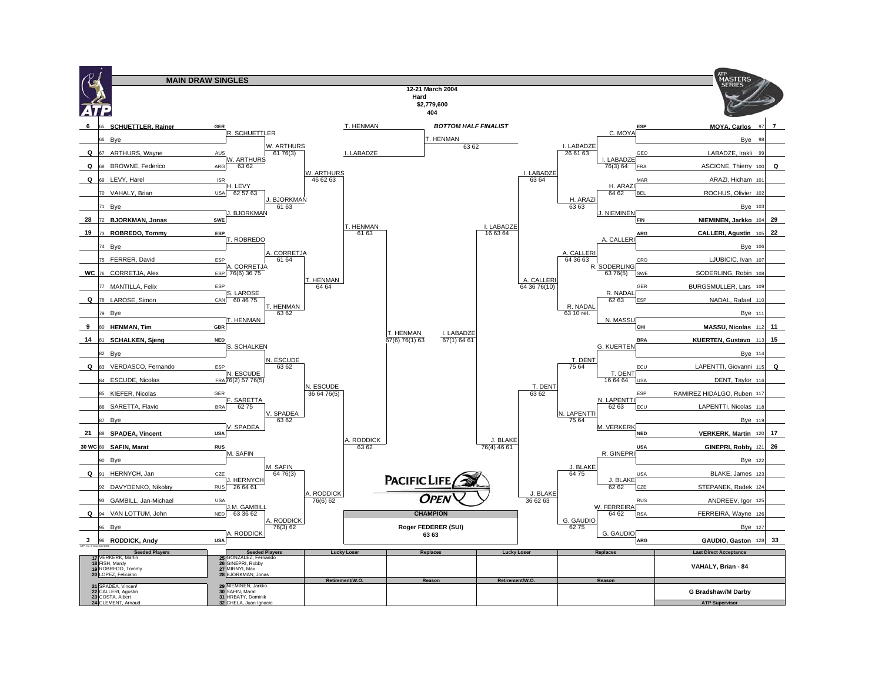## MAIN DRAW SINGLES

**12-21 March 2004**
**Hard**
**$2,779,600**
**404**

### Left side (draw positions 65–96)

| Seed | No. | Player | Nat |
|---|---|---|---|
| 6 | 65 | **SCHUETTLER, Rainer** | GER |
| | 66 | Bye | |
| Q | 67 | ARTHURS, Wayne | AUS |
| Q | 68 | BROWNE, Federico | ARG |
| Q | 69 | LEVY, Harel | ISR |
| | 70 | VAHALY, Brian | USA |
| | 71 | Bye | |
| 28 | 72 | **BJORKMAN, Jonas** | SWE |
| 19 | 73 | **ROBREDO, Tommy** | ESP |
| | 74 | Bye | |
| | 75 | FERRER, David | ESP |
| WC | 76 | CORRETJA, Alex | ESP |
| | 77 | MANTILLA, Felix | ESP |
| Q | 78 | LAROSE, Simon | CAN |
| | 79 | Bye | |
| 9 | 80 | **HENMAN, Tim** | GBR |
| 14 | 81 | **SCHALKEN, Sjeng** | NED |
| | 82 | Bye | |
| Q | 83 | VERDASCO, Fernando | ESP |
| | 84 | ESCUDE, Nicolas | FRA |
| | 85 | KIEFER, Nicolas | GER |
| | 86 | SARETTA, Flavio | BRA |
| | 87 | Bye | |
| 21 | 88 | **SPADEA, Vincent** | USA |
| 30 WC | 89 | **SAFIN, Marat** | RUS |
| | 90 | Bye | |
| Q | 91 | HERNYCH, Jan | CZE |
| | 92 | DAVYDENKO, Nikolay | RUS |
| | 93 | GAMBILL, Jan-Michael | USA |
| Q | 94 | VAN LOTTUM, John | NED |
| | 95 | Bye | |
| 3 | 96 | **RODDICK, Andy** | USA |

**Round 1 (R64):**
- R. SCHUETTLER
- W. ARTHURS 63 62
- H. LEVY 62 57 63
- J. BJORKMAN
- T. ROBREDO
- A. CORRETJA 76(6) 36 75
- S. LAROSE 60 46 75
- T. HENMAN
- S. SCHALKEN
- N. ESCUDE 76(2) 57 76(5)
- F. SARETTA 62 75
- V. SPADEA
- M. SAFIN
- J. HERNYCH 26 64 61
- J.M. GAMBILL 63 36 62
- A. RODDICK

**Round 2 (R32):**
- W. ARTHURS 61 76(3)
- J. BJORKMAN 61 63
- A. CORRETJA 61 64
- T. HENMAN 63 62
- N. ESCUDE 63 62
- V. SPADEA 63 62
- M. SAFIN 64 76(3)
- A. RODDICK 76(3) 62

**Round 3 (R16):**
- W. ARTHURS 46 62 63
- T. HENMAN 64 64
- N. ESCUDE 36 64 76(5)
- A. RODDICK 76(6) 62

**Quarterfinals:**
- T. HENMAN 61 63
- A. RODDICK 63 62

**Semifinal:**
- T. HENMAN 67(6) 76(1) 63

### Right side (draw positions 97–128)

| No. | Player | Nat | Seed |
|---|---|---|---|
| 97 | **MOYA, Carlos** | ESP | 7 |
| 98 | Bye | | |
| 99 | LABADZE, Irakli | GEO | |
| 100 | ASCIONE, Thierry | FRA | Q |
| 101 | ARAZI, Hicham | MAR | |
| 102 | ROCHUS, Olivier | BEL | |
| 103 | Bye | | |
| 104 | **NIEMINEN, Jarkko** | FIN | 29 |
| 105 | **CALLERI, Agustin** | ARG | 22 |
| 106 | Bye | | |
| 107 | LJUBICIC, Ivan | CRO | |
| 108 | SODERLING, Robin | SWE | |
| 109 | BURGSMULLER, Lars | GER | |
| 110 | NADAL, Rafael | ESP | |
| 111 | Bye | | |
| 112 | **MASSU, Nicolas** | CHI | 11 |
| 113 | **KUERTEN, Gustavo** | BRA | 15 |
| 114 | Bye | | |
| 115 | LAPENTTI, Giovanni | ECU | Q |
| 116 | DENT, Taylor | USA | |
| 117 | RAMIREZ HIDALGO, Ruben | ESP | |
| 118 | LAPENTTI, Nicolas | ECU | |
| 119 | Bye | | |
| 120 | **VERKERK, Martin** | NED | 17 |
| 121 | **GINEPRI, Robby** | USA | 26 |
| 122 | Bye | | |
| 123 | BLAKE, James | USA | |
| 124 | STEPANEK, Radek | CZE | |
| 125 | ANDREEV, Igor | RUS | |
| 126 | FERREIRA, Wayne | RSA | |
| 127 | Bye | | |
| 128 | **GAUDIO, Gaston** | ARG | 33 |

**Round 1 (R64):**
- C. MOYA
- I. LABADZE 76(3) 64
- H. ARAZI 64 62
- J. NIEMINEN
- A. CALLERI
- R. SODERLING 63 76(5)
- R. NADAL 62 63
- N. MASSU
- G. KUERTEN
- T. DENT 16 64 64
- N. LAPENTTI 62 63
- M. VERKERK
- R. GINEPRI
- J. BLAKE 62 62
- W. FERREIRA 64 62
- G. GAUDIO

**Round 2 (R32):**
- I. LABADZE 26 61 63
- H. ARAZI 63 63
- A. CALLERI 64 36 63
- R. NADAL 63 10 ret.
- T. DENT 75 64
- N. LAPENTTI 75 64
- J. BLAKE 64 75
- G. GAUDIO 62 75

**Round 3 (R16):**
- I. LABADZE 63 64
- A. CALLERI 64 36 76(10)
- T. DENT 63 62
- J. BLAKE 36 62 63

**Quarterfinals:**
- I. LABADZE 16 63 64
- J. BLAKE 76(4) 46 61

**Semifinal:**
- I. LABADZE 67(1) 64 61

### *BOTTOM HALF FINALIST*

T. HENMAN
I. LABADZE

T. HENMAN 63 62

**PACIFIC LIFE OPEN**

**CHAMPION**

**Roger FEDERER (SUI)**
**63 63**

| Seeded Players | Seeded Players | Lucky Loser | Replaces | Lucky Loser | Replaces | Last Direct Acceptance |
|---|---|---|---|---|---|---|
| 17 VERKERK, Martin | 25 GONZALEZ, Fernando | | | | | VAHALY, Brian - 84 |
| 18 FISH, Mardy | 26 GINEPRI, Robby | | | | | |
| 19 ROBREDO, Tommy | 27 MIRNYI, Max | | | | | |
| 20 LOPEZ, Feliciano | 28 BJORKMAN, Jonas | | | | | |
| | | Retirement/W.O. | Reason | Retirement/W.O. | Reason | |
| 21 SPADEA, Vincent | 29 NIEMINEN, Jarkko | | | | | G Bradshaw/M Darby |
| 22 CALLERI, Agustin | 30 SAFIN, Marat | | | | | |
| 23 COSTA, Albert | 31 HRBATY, Dominik | | | | | |
| 24 CLEMENT, Arnaud | 32 CHELA, Juan Ignacio | | | | | ATP Supervisor |